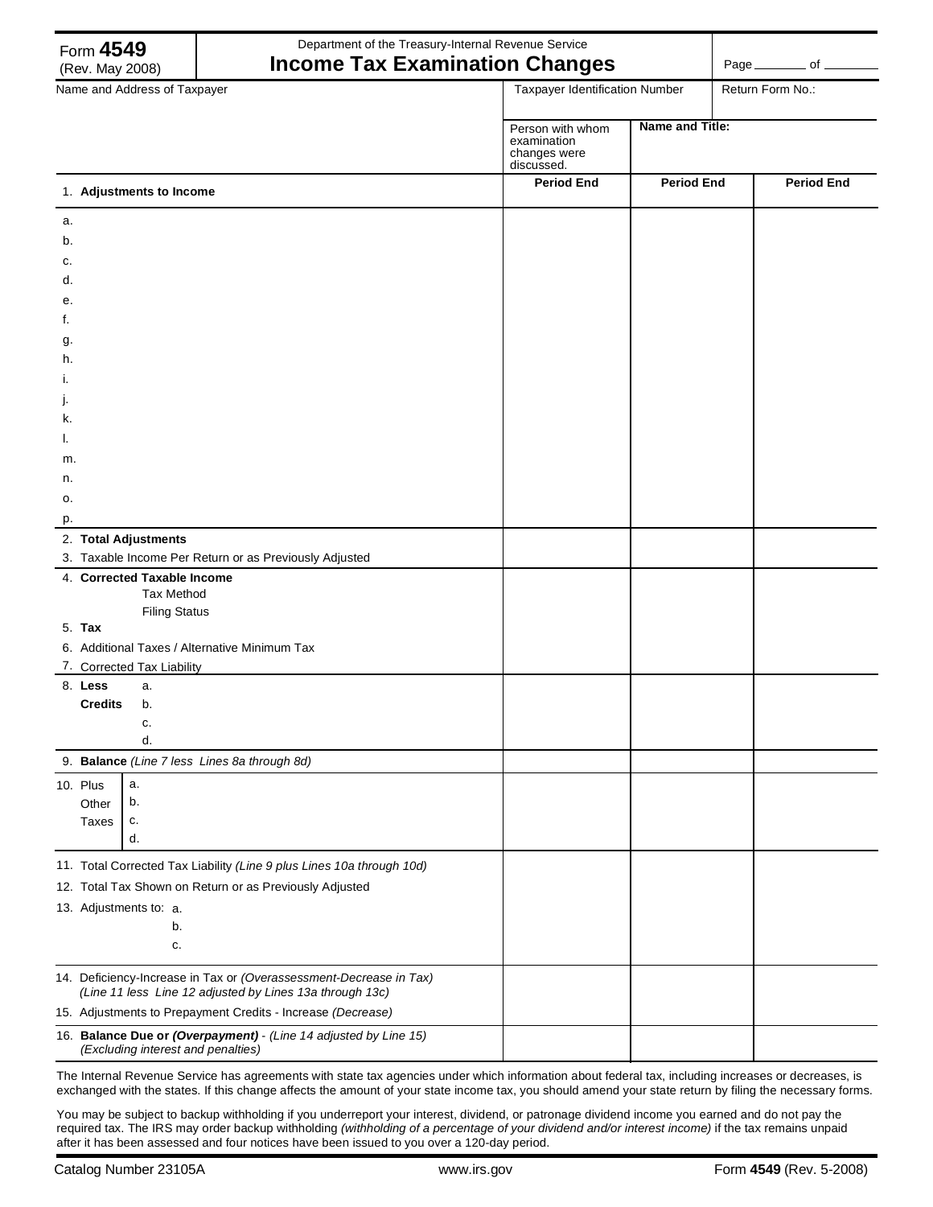Form **4549**
(Rev. May 2008)

Department of the Treasury-Internal Revenue Service

# Income Tax Examination Changes

Page ________ of ________

| Name and Address of Taxpayer | Taxpayer Identification Number | | Return Form No.: |
|---|---|---|---|
| | Person with whom examination changes were discussed. | **Name and Title:** | |

| 1. **Adjustments to Income** | **Period End** | **Period End** | **Period End** |
|---|---|---|---|
| a. | | | |
| b. | | | |
| c. | | | |
| d. | | | |
| e. | | | |
| f. | | | |
| g. | | | |
| h. | | | |
| i. | | | |
| j. | | | |
| k. | | | |
| l. | | | |
| m. | | | |
| n. | | | |
| o. | | | |
| p. | | | |
| 2. **Total Adjustments** | | | |
| 3. Taxable Income Per Return or as Previously Adjusted | | | |
| 4. **Corrected Taxable Income** | | | |
| Tax Method | | | |
| Filing Status | | | |
| 5. **Tax** | | | |
| 6. Additional Taxes / Alternative Minimum Tax | | | |
| 7. Corrected Tax Liability | | | |
| 8. **Less Credits** a. | | | |
| b. | | | |
| c. | | | |
| d. | | | |
| 9. **Balance** *(Line 7 less Lines 8a through 8d)* | | | |
| 10. Plus Other Taxes a. | | | |
| b. | | | |
| c. | | | |
| d. | | | |
| 11. Total Corrected Tax Liability *(Line 9 plus Lines 10a through 10d)* | | | |
| 12. Total Tax Shown on Return or as Previously Adjusted | | | |
| 13. Adjustments to: a. | | | |
| b. | | | |
| c. | | | |
| 14. Deficiency-Increase in Tax or *(Overassessment-Decrease in Tax)* *(Line 11 less Line 12 adjusted by Lines 13a through 13c)* | | | |
| 15. Adjustments to Prepayment Credits - Increase *(Decrease)* | | | |
| 16. **Balance Due or *(Overpayment)*** - *(Line 14 adjusted by Line 15)* *(Excluding interest and penalties)* | | | |

The Internal Revenue Service has agreements with state tax agencies under which information about federal tax, including increases or decreases, is exchanged with the states. If this change affects the amount of your state income tax, you should amend your state return by filing the necessary forms.

You may be subject to backup withholding if you underreport your interest, dividend, or patronage dividend income you earned and do not pay the required tax. The IRS may order backup withholding *(withholding of a percentage of your dividend and/or interest income)* if the tax remains unpaid after it has been assessed and four notices have been issued to you over a 120-day period.

Catalog Number 23105A www.irs.gov Form **4549** (Rev. 5-2008)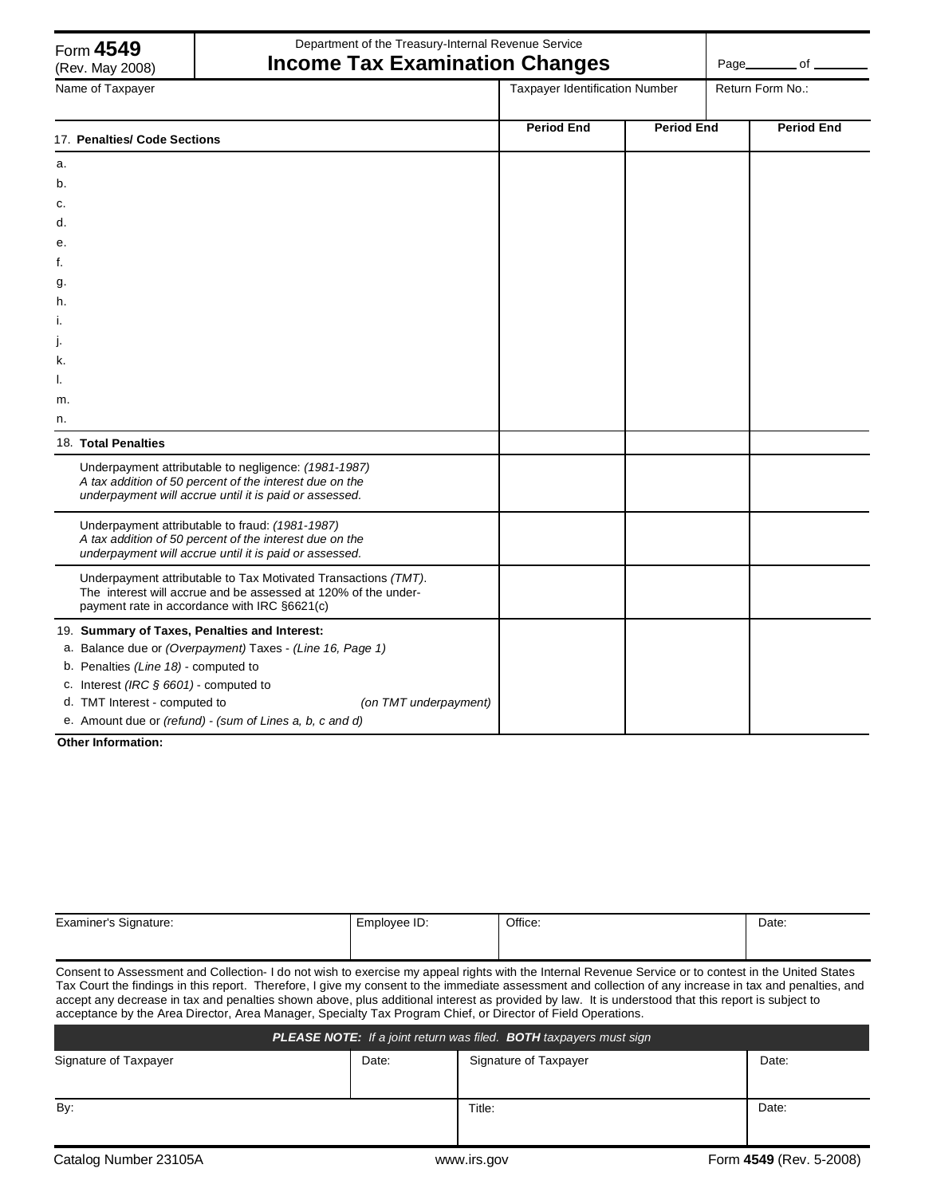Form **4549** (Rev. May 2008)

Department of the Treasury-Internal Revenue Service

# Income Tax Examination Changes

Page ______ of ______

| Name of Taxpayer | Taxpayer Identification Number | Return Form No.: |
|---|---|---|
| | | |

| 17. **Penalties/ Code Sections** | **Period End** | **Period End** | **Period End** |
|---|---|---|---|
| a. | | | |
| b. | | | |
| c. | | | |
| d. | | | |
| e. | | | |
| f. | | | |
| g. | | | |
| h. | | | |
| i. | | | |
| j. | | | |
| k. | | | |
| l. | | | |
| m. | | | |
| n. | | | |
| 18. **Total Penalties** | | | |
| Underpayment attributable to negligence: *(1981-1987)* *A tax addition of 50 percent of the interest due on the underpayment will accrue until it is paid or assessed.* | | | |
| Underpayment attributable to fraud: *(1981-1987)* *A tax addition of 50 percent of the interest due on the underpayment will accrue until it is paid or assessed.* | | | |
| Underpayment attributable to Tax Motivated Transactions *(TMT)*. The interest will accrue and be assessed at 120% of the under-payment rate in accordance with IRC §6621(c) | | | |
| 19. **Summary of Taxes, Penalties and Interest:** | | | |
| a. Balance due or *(Overpayment)* Taxes - *(Line 16, Page 1)* | | | |
| b. Penalties *(Line 18)* - computed to | | | |
| c. Interest *(IRC § 6601)* - computed to | | | |
| d. TMT Interest - computed to *(on TMT underpayment)* | | | |
| e. Amount due or *(refund)* - *(sum of Lines a, b, c and d)* | | | |

**Other Information:**

| Examiner's Signature: | Employee ID: | Office: | Date: |
|---|---|---|---|
| | | | |

Consent to Assessment and Collection- I do not wish to exercise my appeal rights with the Internal Revenue Service or to contest in the United States Tax Court the findings in this report. Therefore, I give my consent to the immediate assessment and collection of any increase in tax and penalties, and accept any decrease in tax and penalties shown above, plus additional interest as provided by law. It is understood that this report is subject to acceptance by the Area Director, Area Manager, Specialty Tax Program Chief, or Director of Field Operations.

***PLEASE NOTE:** If a joint return was filed. **BOTH** taxpayers must sign*

| Signature of Taxpayer | Date: | Signature of Taxpayer | Date: |
|---|---|---|---|
| By: | | Title: | Date: |

Catalog Number 23105A www.irs.gov Form **4549** (Rev. 5-2008)